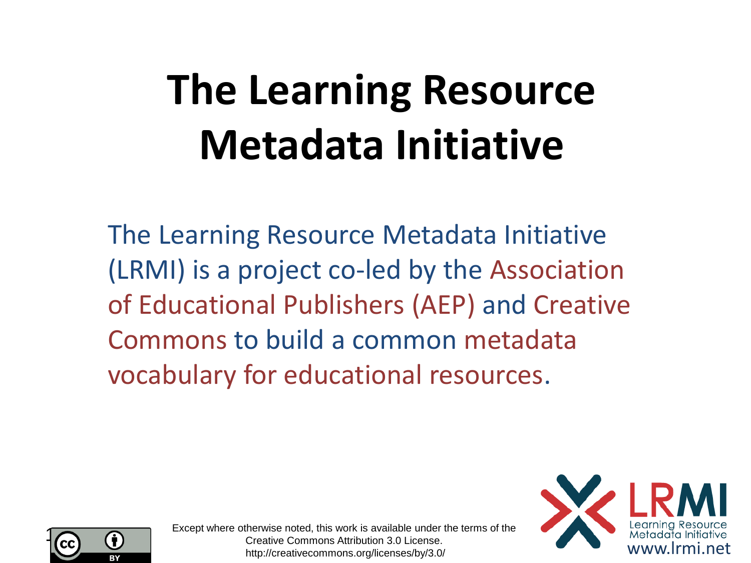# The Learning Resource Metadata Initiative

The Learning Resource Metadata Initiative (LRMI) is a project co-led by the Association of Educational Publishers (AEP) and Creative Commons to build a common metadata vocabulary for educational resources.

Except where otherwise noted, this work is available under the terms of the Creative Commons Attribution 3.0 License.
http://creativecommons.org/licenses/by/3.0/

LRMI
Learning Resource Metadata Initiative
www.lrmi.net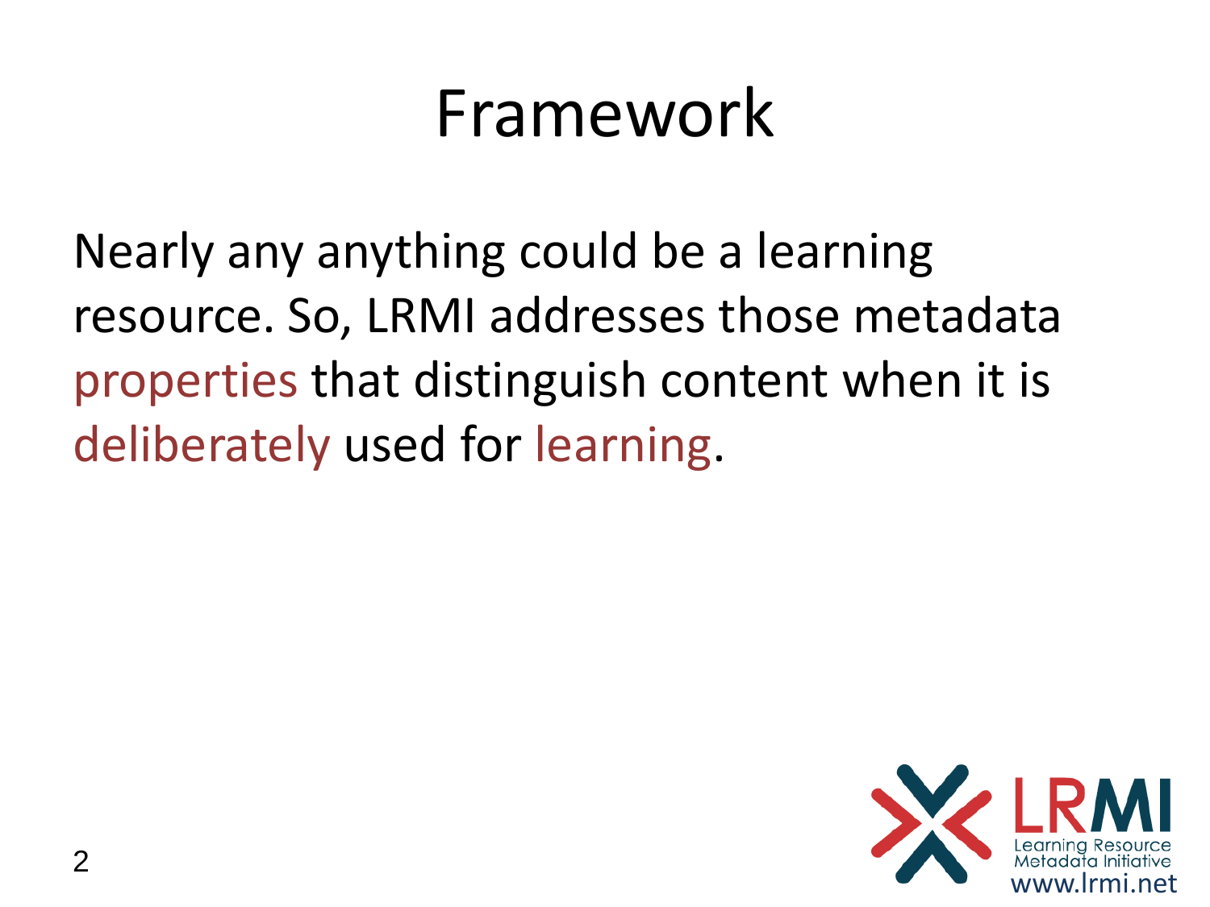# Framework

Nearly any anything could be a learning resource. So, LRMI addresses those metadata properties that distinguish content when it is deliberately used for learning.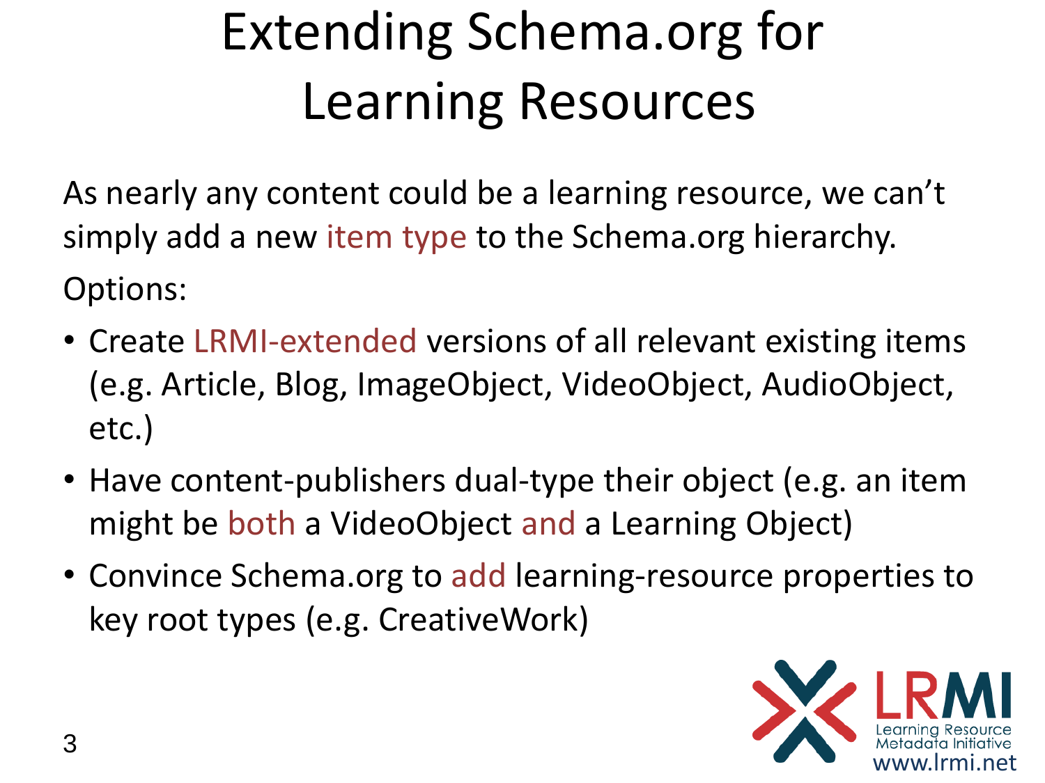# Extending Schema.org for Learning Resources

As nearly any content could be a learning resource, we can't simply add a new item type to the Schema.org hierarchy.

Options:

- Create LRMI-extended versions of all relevant existing items (e.g. Article, Blog, ImageObject, VideoObject, AudioObject, etc.)
- Have content-publishers dual-type their object (e.g. an item might be both a VideoObject and a Learning Object)
- Convince Schema.org to add learning-resource properties to key root types (e.g. CreativeWork)

LRMI
Learning Resource Metadata Initiative
www.lrmi.net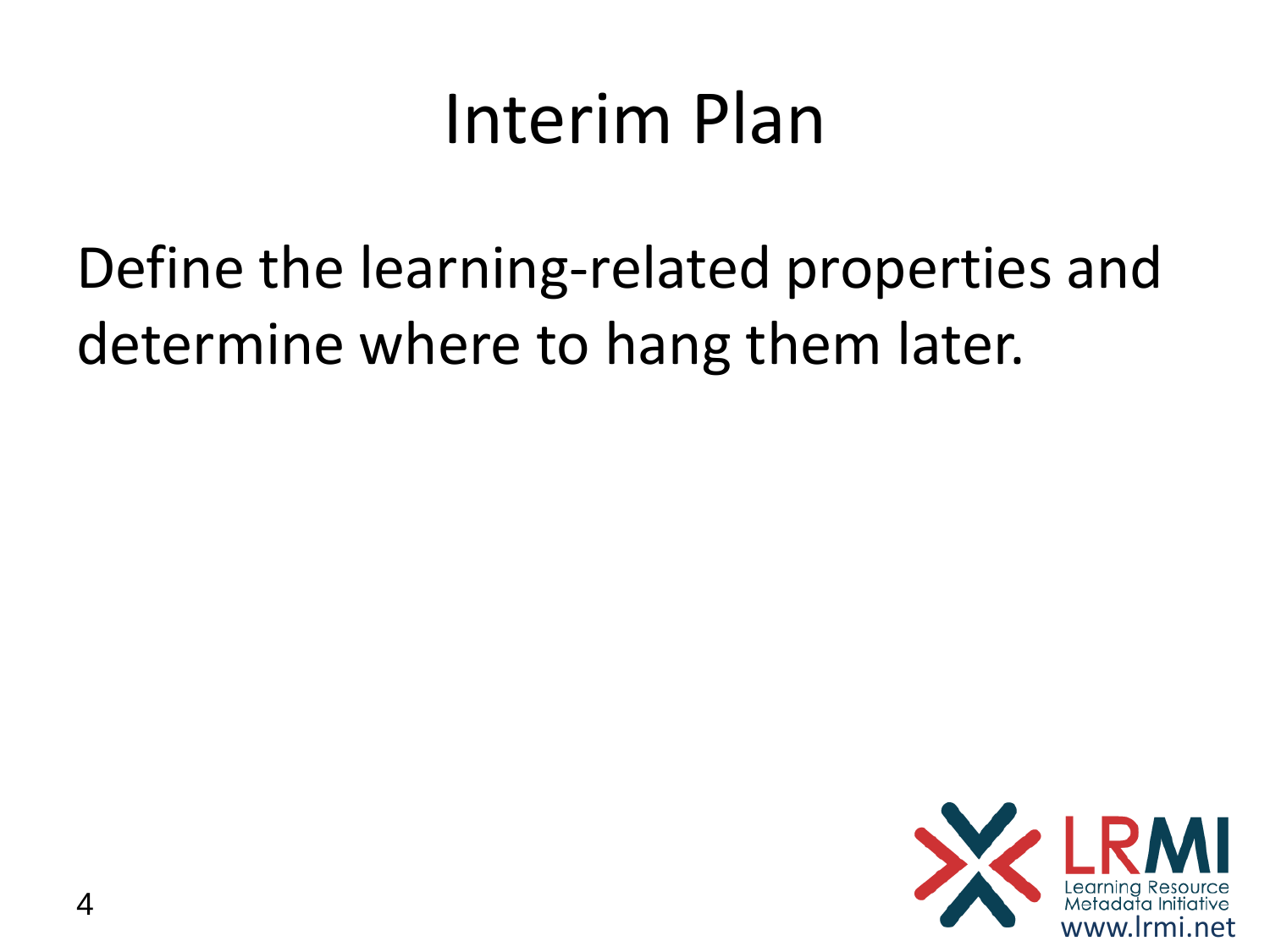# Interim Plan

Define the learning-related properties and determine where to hang them later.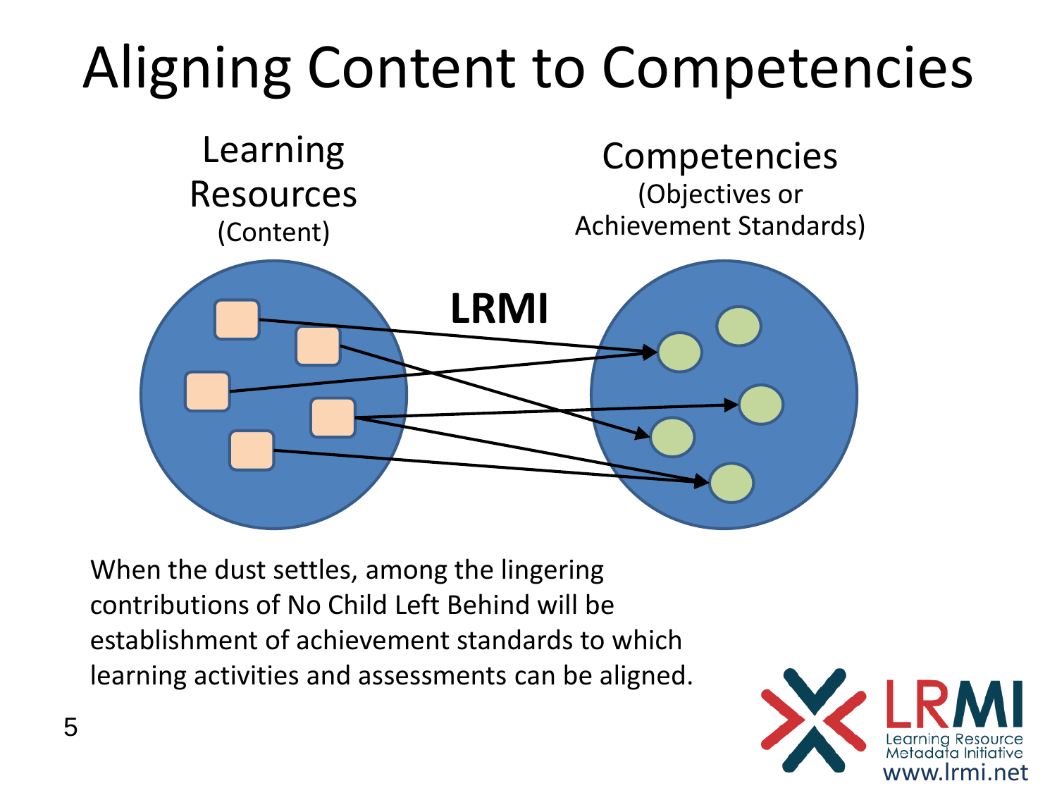# Aligning Content to Competencies

Learning Resources (Content)

Competencies (Objectives or Achievement Standards)

**LRMI**

When the dust settles, among the lingering contributions of No Child Left Behind will be establishment of achievement standards to which learning activities and assessments can be aligned.

LRMI Learning Resource Metadata Initiative www.lrmi.net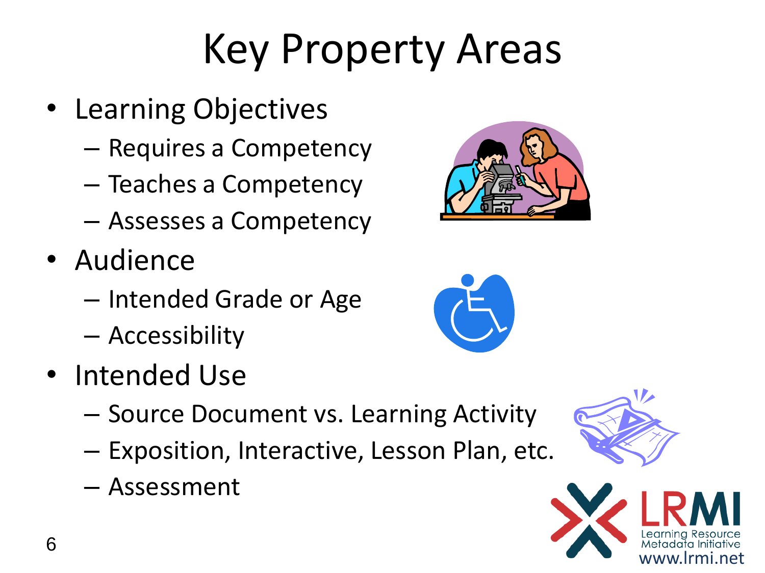# Key Property Areas

- Learning Objectives
  - Requires a Competency
  - Teaches a Competency
  - Assesses a Competency
- Audience
  - Intended Grade or Age
  - Accessibility
- Intended Use
  - Source Document vs. Learning Activity
  - Exposition, Interactive, Lesson Plan, etc.
  - Assessment

LRMI
Learning Resource Metadata Initiative
www.lrmi.net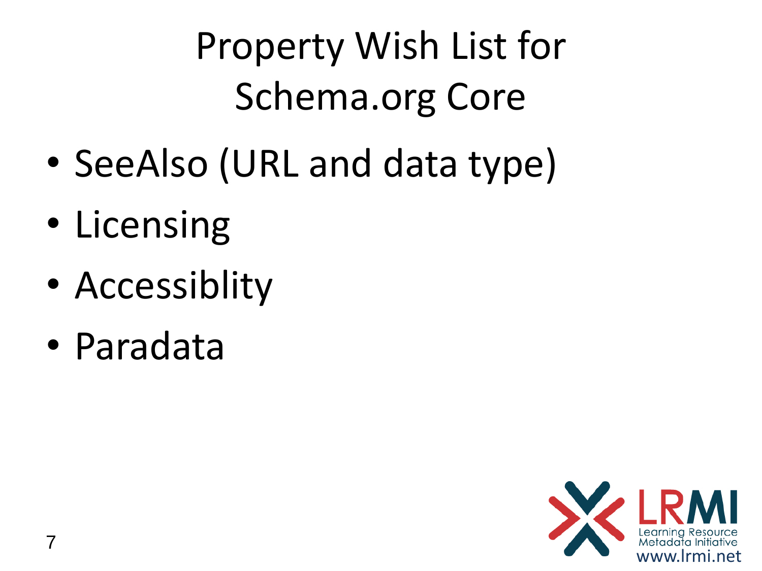# Property Wish List for Schema.org Core

- SeeAlso (URL and data type)
- Licensing
- Accessiblity
- Paradata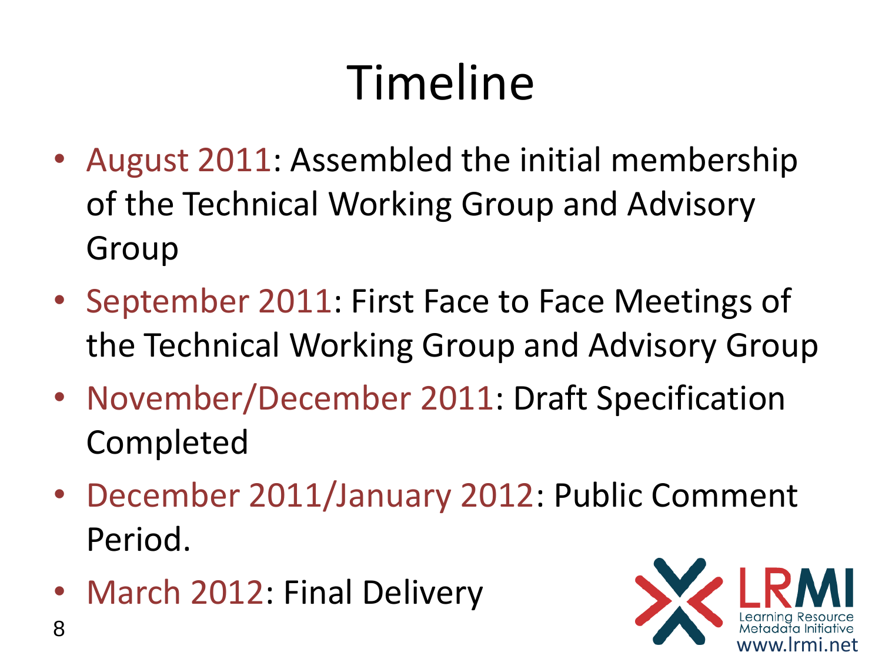# Timeline

- August 2011: Assembled the initial membership of the Technical Working Group and Advisory Group
- September 2011: First Face to Face Meetings of the Technical Working Group and Advisory Group
- November/December 2011: Draft Specification Completed
- December 2011/January 2012: Public Comment Period.
- March 2012: Final Delivery

LRMI
Learning Resource Metadata Initiative
www.lrmi.net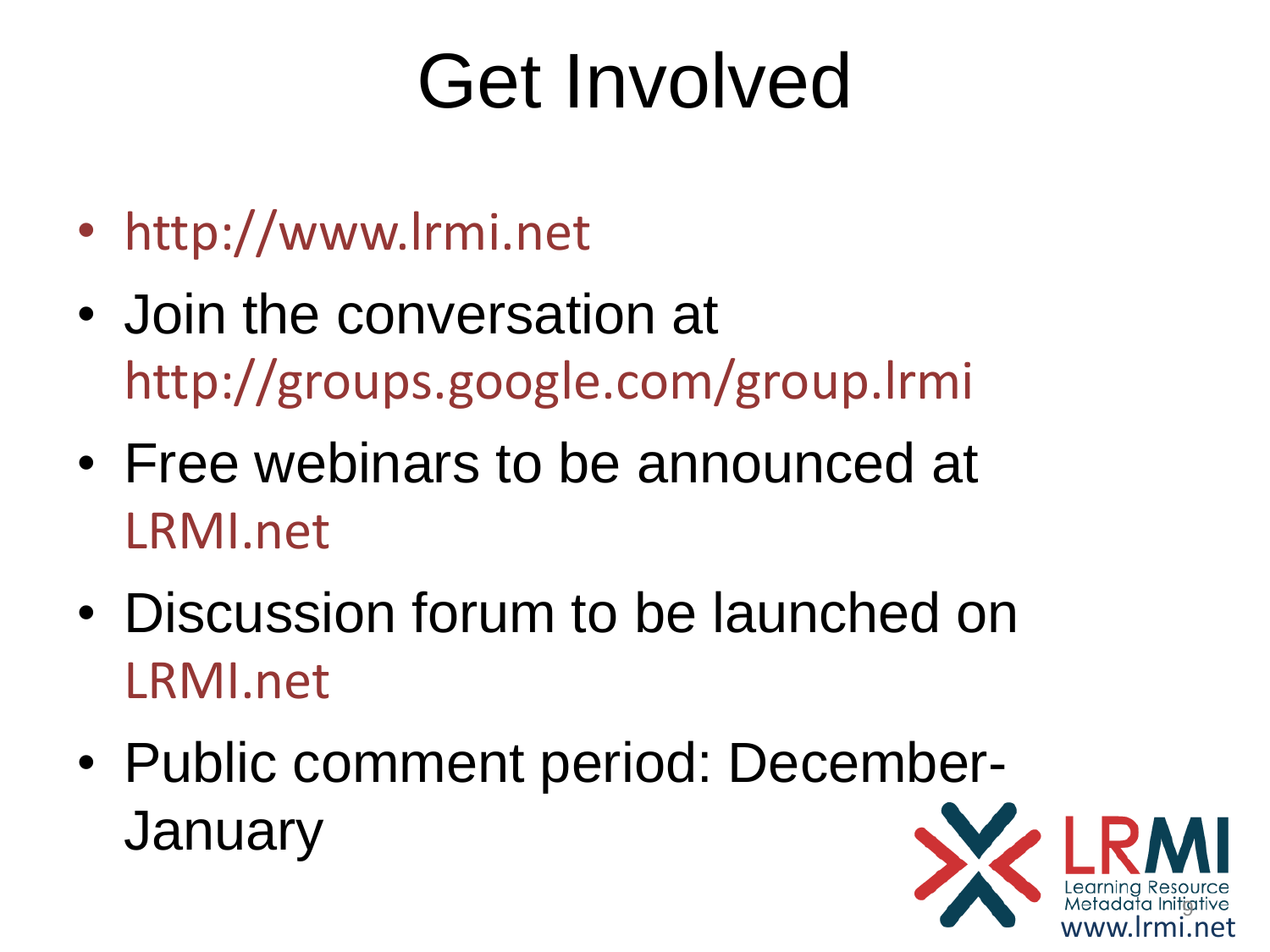# Get Involved

- http://www.lrmi.net
- Join the conversation at http://groups.google.com/group.lrmi
- Free webinars to be announced at LRMI.net
- Discussion forum to be launched on LRMI.net
- Public comment period: December-January

LRMI Learning Resource Metadata Initiative www.lrmi.net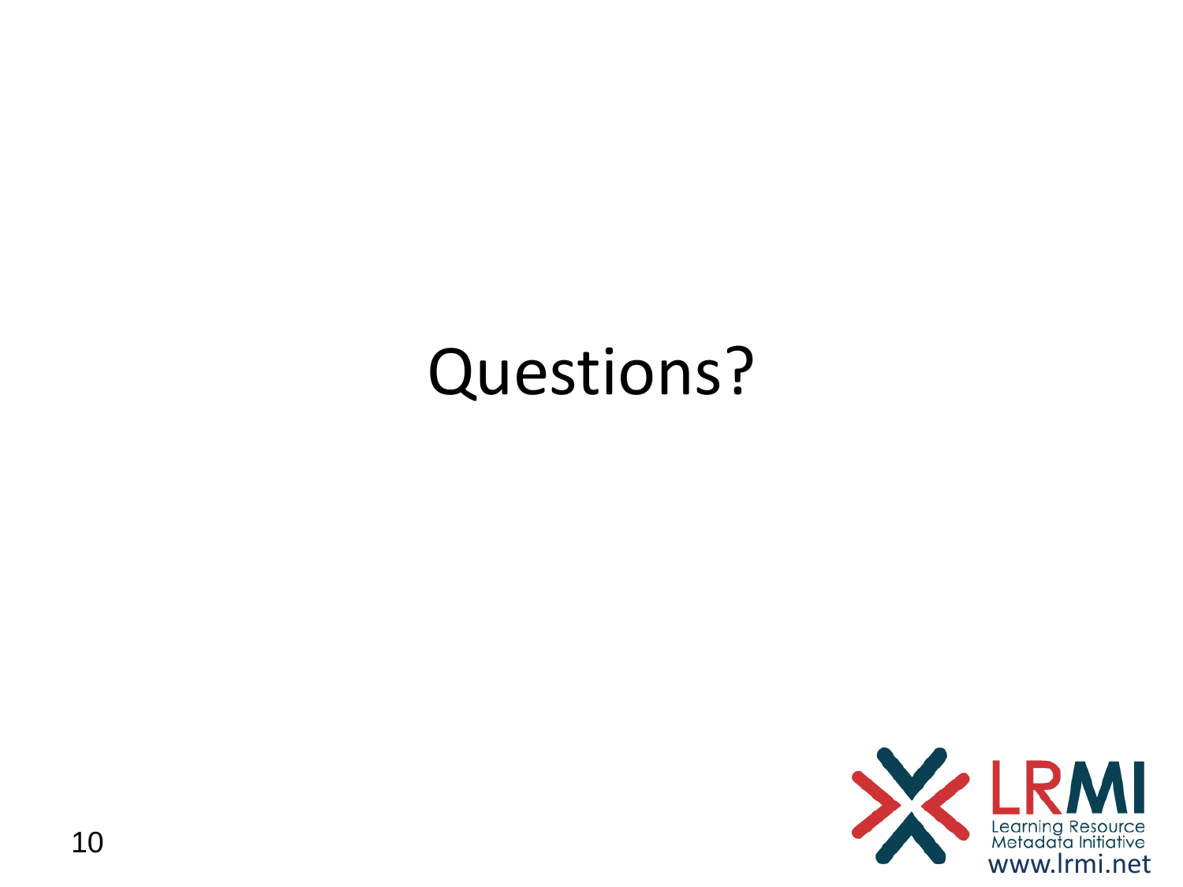# Questions?

LRMI

Learning Resource Metadata Initiative

www.lrmi.net